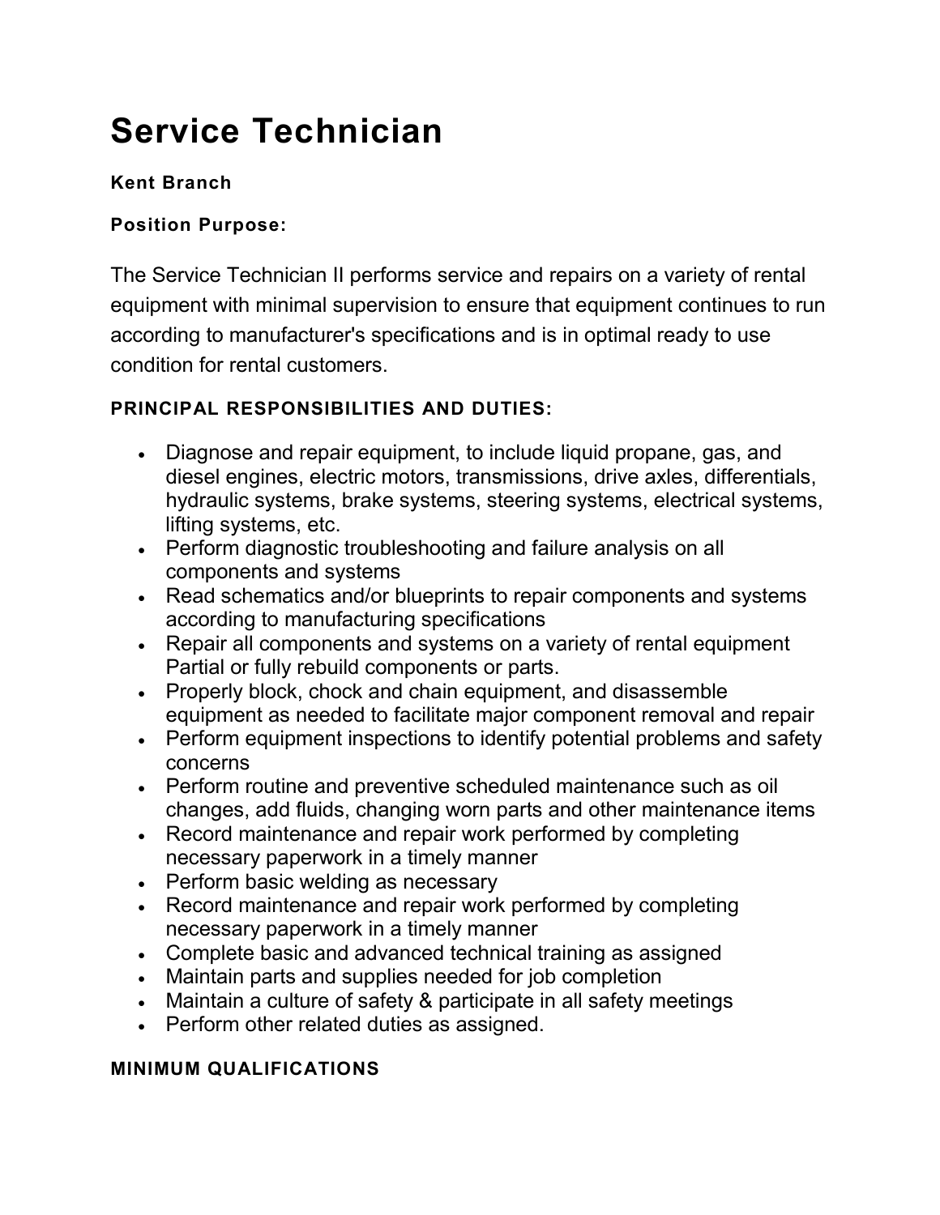# Service Technician

**Kent Branch**

**Position Purpose:**

The Service Technician II performs service and repairs on a variety of rental equipment with minimal supervision to ensure that equipment continues to run according to manufacturer's specifications and is in optimal ready to use condition for rental customers.

**PRINCIPAL RESPONSIBILITIES AND DUTIES:**

- Diagnose and repair equipment, to include liquid propane, gas, and diesel engines, electric motors, transmissions, drive axles, differentials, hydraulic systems, brake systems, steering systems, electrical systems, lifting systems, etc.
- Perform diagnostic troubleshooting and failure analysis on all components and systems
- Read schematics and/or blueprints to repair components and systems according to manufacturing specifications
- Repair all components and systems on a variety of rental equipment Partial or fully rebuild components or parts.
- Properly block, chock and chain equipment, and disassemble equipment as needed to facilitate major component removal and repair
- Perform equipment inspections to identify potential problems and safety concerns
- Perform routine and preventive scheduled maintenance such as oil changes, add fluids, changing worn parts and other maintenance items
- Record maintenance and repair work performed by completing necessary paperwork in a timely manner
- Perform basic welding as necessary
- Record maintenance and repair work performed by completing necessary paperwork in a timely manner
- Complete basic and advanced technical training as assigned
- Maintain parts and supplies needed for job completion
- Maintain a culture of safety & participate in all safety meetings
- Perform other related duties as assigned.

**MINIMUM QUALIFICATIONS**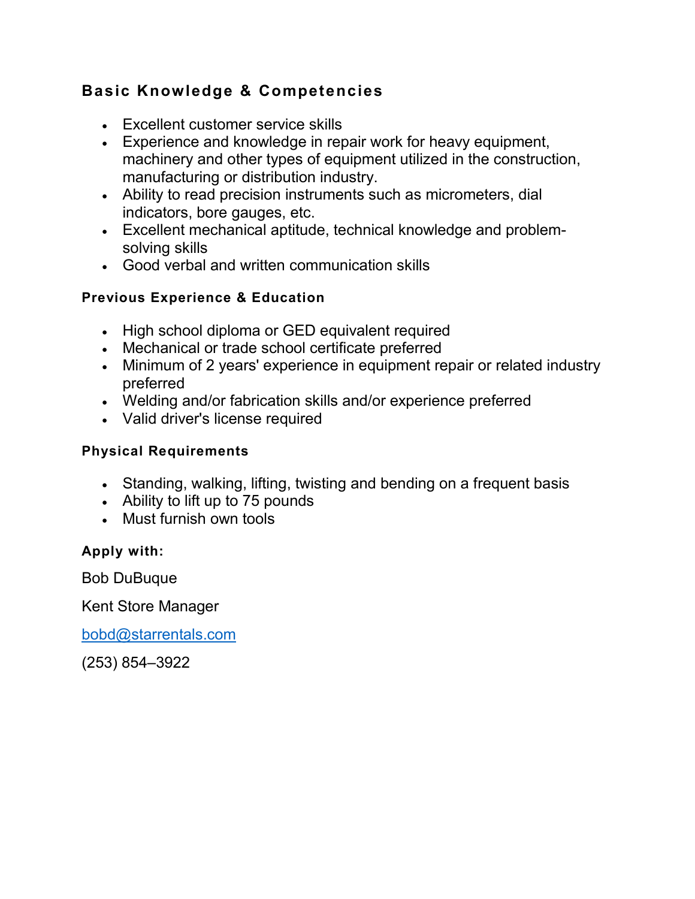## Basic Knowledge & Competencies

- Excellent customer service skills
- Experience and knowledge in repair work for heavy equipment, machinery and other types of equipment utilized in the construction, manufacturing or distribution industry.
- Ability to read precision instruments such as micrometers, dial indicators, bore gauges, etc.
- Excellent mechanical aptitude, technical knowledge and problem-solving skills
- Good verbal and written communication skills

### Previous Experience & Education

- High school diploma or GED equivalent required
- Mechanical or trade school certificate preferred
- Minimum of 2 years' experience in equipment repair or related industry preferred
- Welding and/or fabrication skills and/or experience preferred
- Valid driver's license required

### Physical Requirements

- Standing, walking, lifting, twisting and bending on a frequent basis
- Ability to lift up to 75 pounds
- Must furnish own tools

**Apply with:**

Bob DuBuque

Kent Store Manager

bobd@starrentals.com

(253) 854–3922